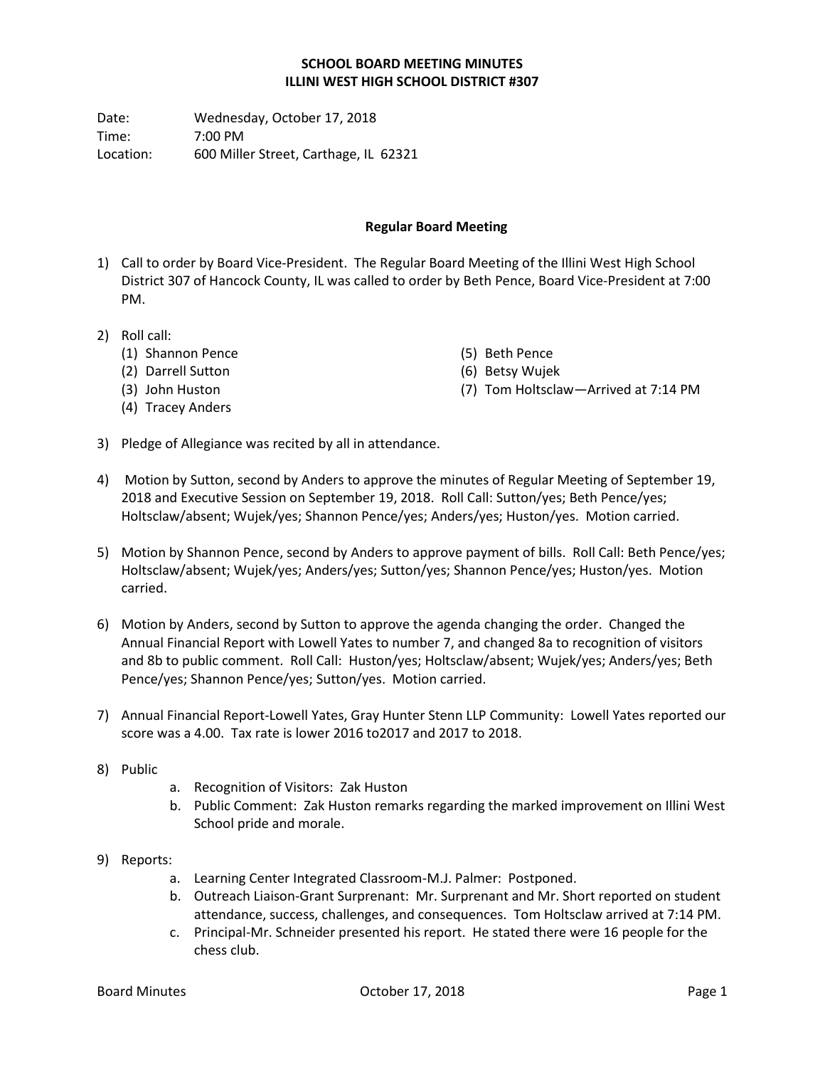**SCHOOL BOARD MEETING MINUTES**
**ILLINI WEST HIGH SCHOOL DISTRICT #307**

Date: Wednesday, October 17, 2018
Time: 7:00 PM
Location: 600 Miller Street, Carthage, IL 62321

**Regular Board Meeting**

1) Call to order by Board Vice-President. The Regular Board Meeting of the Illini West High School District 307 of Hancock County, IL was called to order by Beth Pence, Board Vice-President at 7:00 PM.

2) Roll call:
   (1) Shannon Pence
   (2) Darrell Sutton
   (3) John Huston
   (4) Tracey Anders
   (5) Beth Pence
   (6) Betsy Wujek
   (7) Tom Holtsclaw—Arrived at 7:14 PM

3) Pledge of Allegiance was recited by all in attendance.

4) Motion by Sutton, second by Anders to approve the minutes of Regular Meeting of September 19, 2018 and Executive Session on September 19, 2018. Roll Call: Sutton/yes; Beth Pence/yes; Holtsclaw/absent; Wujek/yes; Shannon Pence/yes; Anders/yes; Huston/yes. Motion carried.

5) Motion by Shannon Pence, second by Anders to approve payment of bills. Roll Call: Beth Pence/yes; Holtsclaw/absent; Wujek/yes; Anders/yes; Sutton/yes; Shannon Pence/yes; Huston/yes. Motion carried.

6) Motion by Anders, second by Sutton to approve the agenda changing the order. Changed the Annual Financial Report with Lowell Yates to number 7, and changed 8a to recognition of visitors and 8b to public comment. Roll Call: Huston/yes; Holtsclaw/absent; Wujek/yes; Anders/yes; Beth Pence/yes; Shannon Pence/yes; Sutton/yes. Motion carried.

7) Annual Financial Report-Lowell Yates, Gray Hunter Stenn LLP Community: Lowell Yates reported our score was a 4.00. Tax rate is lower 2016 to2017 and 2017 to 2018.

8) Public
   a. Recognition of Visitors: Zak Huston
   b. Public Comment: Zak Huston remarks regarding the marked improvement on Illini West School pride and morale.

9) Reports:
   a. Learning Center Integrated Classroom-M.J. Palmer: Postponed.
   b. Outreach Liaison-Grant Surprenant: Mr. Surprenant and Mr. Short reported on student attendance, success, challenges, and consequences. Tom Holtsclaw arrived at 7:14 PM.
   c. Principal-Mr. Schneider presented his report. He stated there were 16 people for the chess club.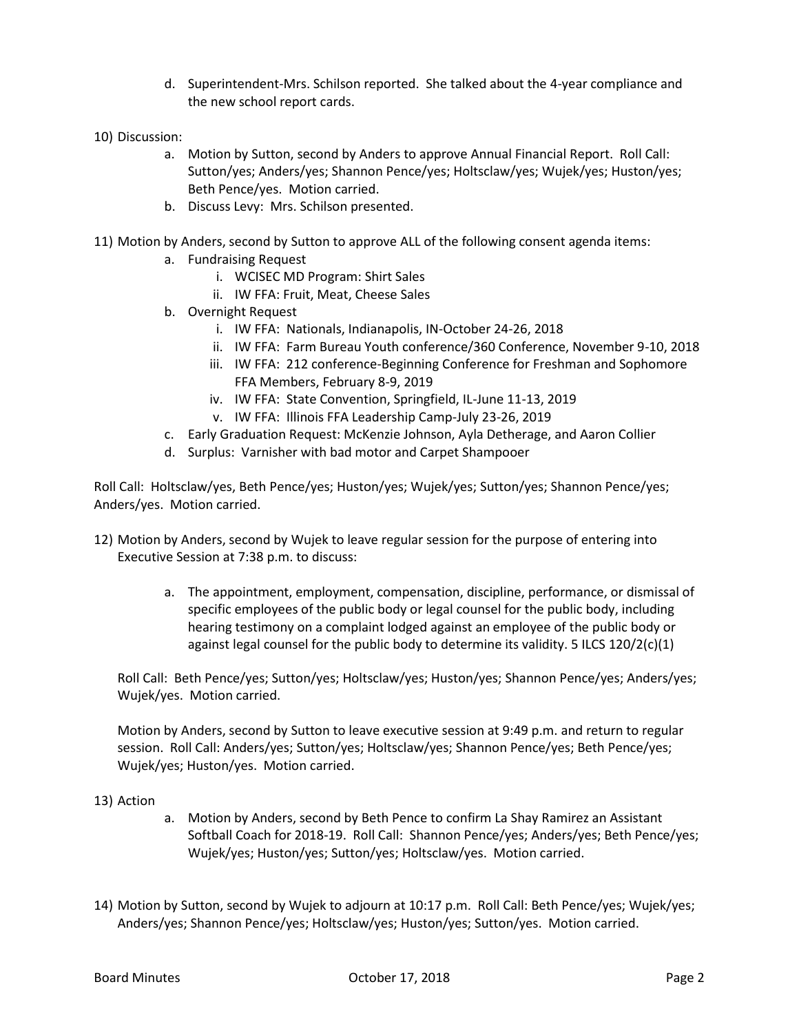d. Superintendent-Mrs. Schilson reported. She talked about the 4-year compliance and the new school report cards.

10) Discussion:
    a. Motion by Sutton, second by Anders to approve Annual Financial Report. Roll Call: Sutton/yes; Anders/yes; Shannon Pence/yes; Holtsclaw/yes; Wujek/yes; Huston/yes; Beth Pence/yes. Motion carried.
    b. Discuss Levy: Mrs. Schilson presented.

11) Motion by Anders, second by Sutton to approve ALL of the following consent agenda items:
    a. Fundraising Request
        i. WCISEC MD Program: Shirt Sales
        ii. IW FFA: Fruit, Meat, Cheese Sales
    b. Overnight Request
        i. IW FFA: Nationals, Indianapolis, IN-October 24-26, 2018
        ii. IW FFA: Farm Bureau Youth conference/360 Conference, November 9-10, 2018
        iii. IW FFA: 212 conference-Beginning Conference for Freshman and Sophomore FFA Members, February 8-9, 2019
        iv. IW FFA: State Convention, Springfield, IL-June 11-13, 2019
        v. IW FFA: Illinois FFA Leadership Camp-July 23-26, 2019
    c. Early Graduation Request: McKenzie Johnson, Ayla Detherage, and Aaron Collier
    d. Surplus: Varnisher with bad motor and Carpet Shampooer

Roll Call: Holtsclaw/yes, Beth Pence/yes; Huston/yes; Wujek/yes; Sutton/yes; Shannon Pence/yes; Anders/yes. Motion carried.

12) Motion by Anders, second by Wujek to leave regular session for the purpose of entering into Executive Session at 7:38 p.m. to discuss:

    a. The appointment, employment, compensation, discipline, performance, or dismissal of specific employees of the public body or legal counsel for the public body, including hearing testimony on a complaint lodged against an employee of the public body or against legal counsel for the public body to determine its validity. 5 ILCS 120/2(c)(1)

    Roll Call: Beth Pence/yes; Sutton/yes; Holtsclaw/yes; Huston/yes; Shannon Pence/yes; Anders/yes; Wujek/yes. Motion carried.

    Motion by Anders, second by Sutton to leave executive session at 9:49 p.m. and return to regular session. Roll Call: Anders/yes; Sutton/yes; Holtsclaw/yes; Shannon Pence/yes; Beth Pence/yes; Wujek/yes; Huston/yes. Motion carried.

13) Action
    a. Motion by Anders, second by Beth Pence to confirm La Shay Ramirez an Assistant Softball Coach for 2018-19. Roll Call: Shannon Pence/yes; Anders/yes; Beth Pence/yes; Wujek/yes; Huston/yes; Sutton/yes; Holtsclaw/yes. Motion carried.

14) Motion by Sutton, second by Wujek to adjourn at 10:17 p.m. Roll Call: Beth Pence/yes; Wujek/yes; Anders/yes; Shannon Pence/yes; Holtsclaw/yes; Huston/yes; Sutton/yes. Motion carried.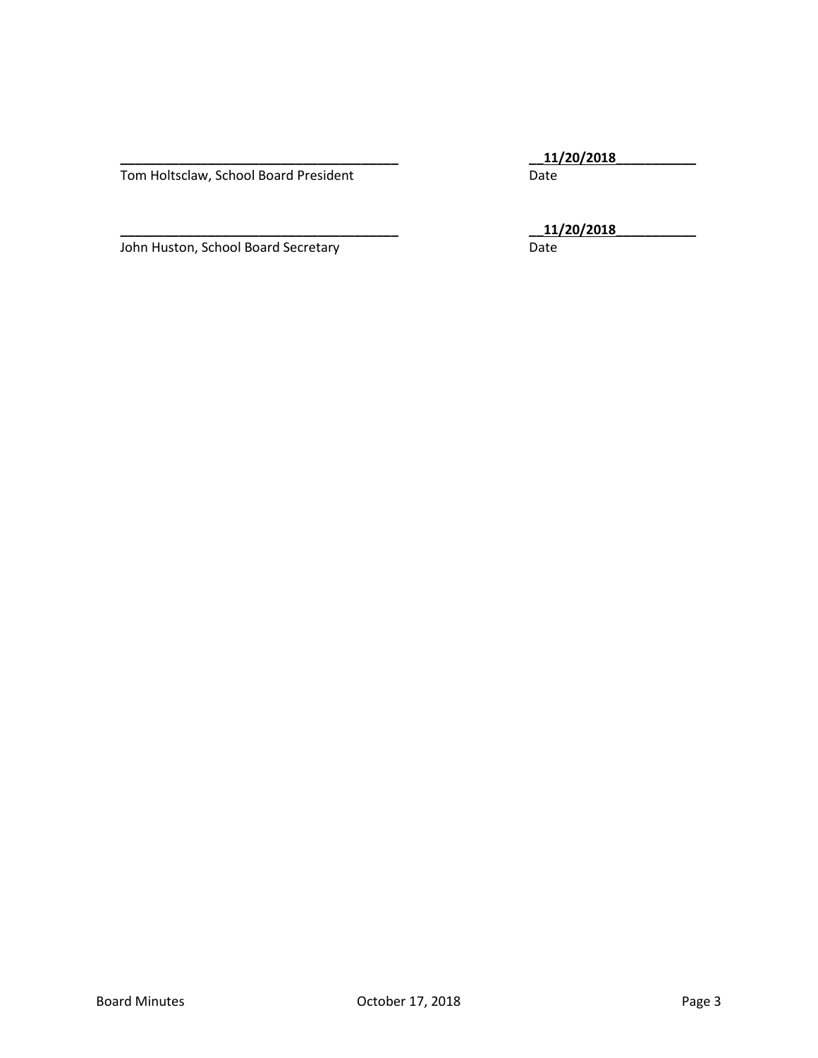_____________________________________ **__11/20/2018__________**

Tom Holtsclaw, School Board President Date

_____________________________________ **__11/20/2018__________**

John Huston, School Board Secretary Date